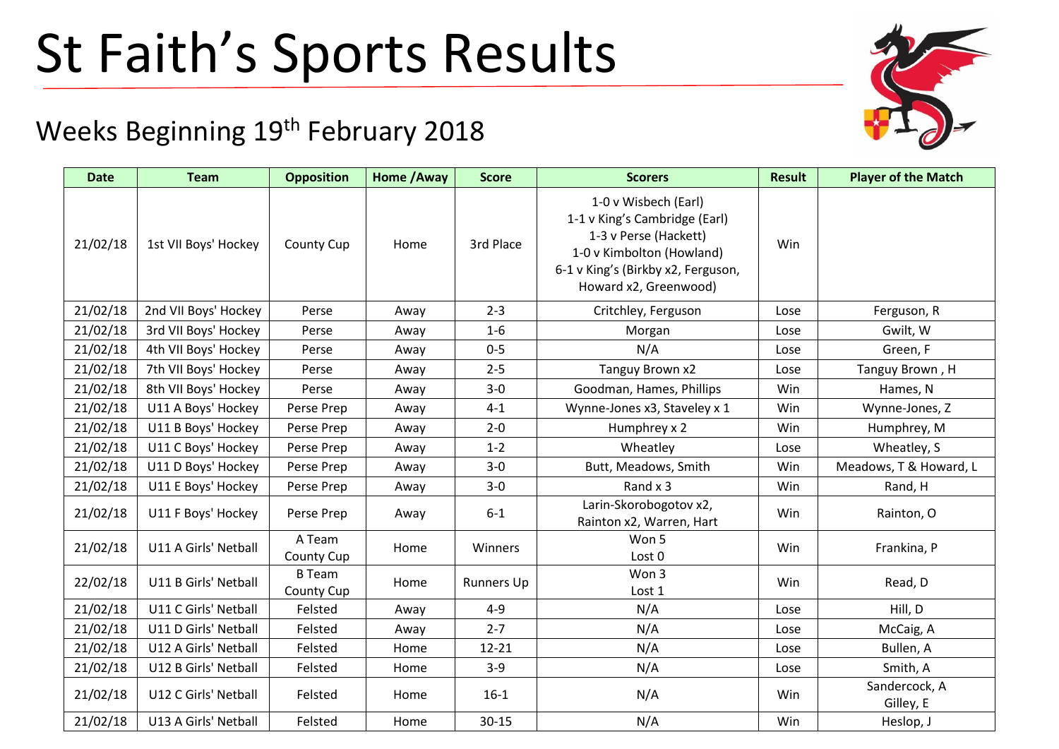# St Faith's Sports Results

## Weeks Beginning 19th February 2018

| Date | Team | Opposition | Home /Away | Score | Scorers | Result | Player of the Match |
|---|---|---|---|---|---|---|---|
| 21/02/18 | 1st VII Boys' Hockey | County Cup | Home | 3rd Place | 1-0 v Wisbech (Earl)<br>1-1 v King's Cambridge (Earl)<br>1-3 v Perse (Hackett)<br>1-0 v Kimbolton (Howland)<br>6-1 v King's (Birkby x2, Ferguson, Howard x2, Greenwood) | Win | |
| 21/02/18 | 2nd VII Boys' Hockey | Perse | Away | 2-3 | Critchley, Ferguson | Lose | Ferguson, R |
| 21/02/18 | 3rd VII Boys' Hockey | Perse | Away | 1-6 | Morgan | Lose | Gwilt, W |
| 21/02/18 | 4th VII Boys' Hockey | Perse | Away | 0-5 | N/A | Lose | Green, F |
| 21/02/18 | 7th VII Boys' Hockey | Perse | Away | 2-5 | Tanguy Brown x2 | Lose | Tanguy Brown , H |
| 21/02/18 | 8th VII Boys' Hockey | Perse | Away | 3-0 | Goodman, Hames, Phillips | Win | Hames, N |
| 21/02/18 | U11 A Boys' Hockey | Perse Prep | Away | 4-1 | Wynne-Jones x3, Staveley x 1 | Win | Wynne-Jones, Z |
| 21/02/18 | U11 B Boys' Hockey | Perse Prep | Away | 2-0 | Humphrey x 2 | Win | Humphrey, M |
| 21/02/18 | U11 C Boys' Hockey | Perse Prep | Away | 1-2 | Wheatley | Lose | Wheatley, S |
| 21/02/18 | U11 D Boys' Hockey | Perse Prep | Away | 3-0 | Butt, Meadows, Smith | Win | Meadows, T & Howard, L |
| 21/02/18 | U11 E Boys' Hockey | Perse Prep | Away | 3-0 | Rand x 3 | Win | Rand, H |
| 21/02/18 | U11 F Boys' Hockey | Perse Prep | Away | 6-1 | Larin-Skorobogotov x2, Rainton x2, Warren, Hart | Win | Rainton, O |
| 21/02/18 | U11 A Girls' Netball | A Team County Cup | Home | Winners | Won 5<br>Lost 0 | Win | Frankina, P |
| 22/02/18 | U11 B Girls' Netball | B Team County Cup | Home | Runners Up | Won 3<br>Lost 1 | Win | Read, D |
| 21/02/18 | U11 C Girls' Netball | Felsted | Away | 4-9 | N/A | Lose | Hill, D |
| 21/02/18 | U11 D Girls' Netball | Felsted | Away | 2-7 | N/A | Lose | McCaig, A |
| 21/02/18 | U12 A Girls' Netball | Felsted | Home | 12-21 | N/A | Lose | Bullen, A |
| 21/02/18 | U12 B Girls' Netball | Felsted | Home | 3-9 | N/A | Lose | Smith, A |
| 21/02/18 | U12 C Girls' Netball | Felsted | Home | 16-1 | N/A | Win | Sandercock, A<br>Gilley, E |
| 21/02/18 | U13 A Girls' Netball | Felsted | Home | 30-15 | N/A | Win | Heslop, J |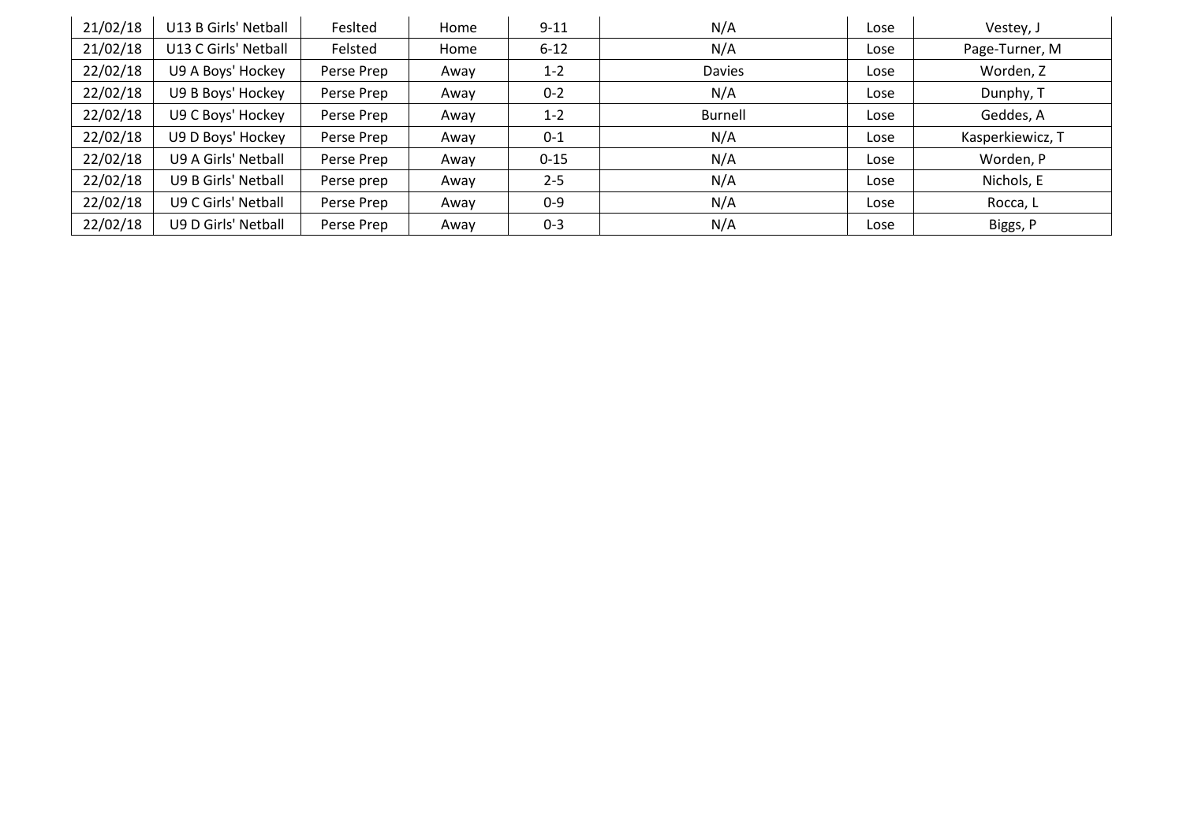| | | | | | | | |
|---|---|---|---|---|---|---|---|
| 21/02/18 | U13 B Girls' Netball | Feslted | Home | 9-11 | N/A | Lose | Vestey, J |
| 21/02/18 | U13 C Girls' Netball | Felsted | Home | 6-12 | N/A | Lose | Page-Turner, M |
| 22/02/18 | U9 A Boys' Hockey | Perse Prep | Away | 1-2 | Davies | Lose | Worden, Z |
| 22/02/18 | U9 B Boys' Hockey | Perse Prep | Away | 0-2 | N/A | Lose | Dunphy, T |
| 22/02/18 | U9 C Boys' Hockey | Perse Prep | Away | 1-2 | Burnell | Lose | Geddes, A |
| 22/02/18 | U9 D Boys' Hockey | Perse Prep | Away | 0-1 | N/A | Lose | Kasperkiewicz, T |
| 22/02/18 | U9 A Girls' Netball | Perse Prep | Away | 0-15 | N/A | Lose | Worden, P |
| 22/02/18 | U9 B Girls' Netball | Perse prep | Away | 2-5 | N/A | Lose | Nichols, E |
| 22/02/18 | U9 C Girls' Netball | Perse Prep | Away | 0-9 | N/A | Lose | Rocca, L |
| 22/02/18 | U9 D Girls' Netball | Perse Prep | Away | 0-3 | N/A | Lose | Biggs, P |